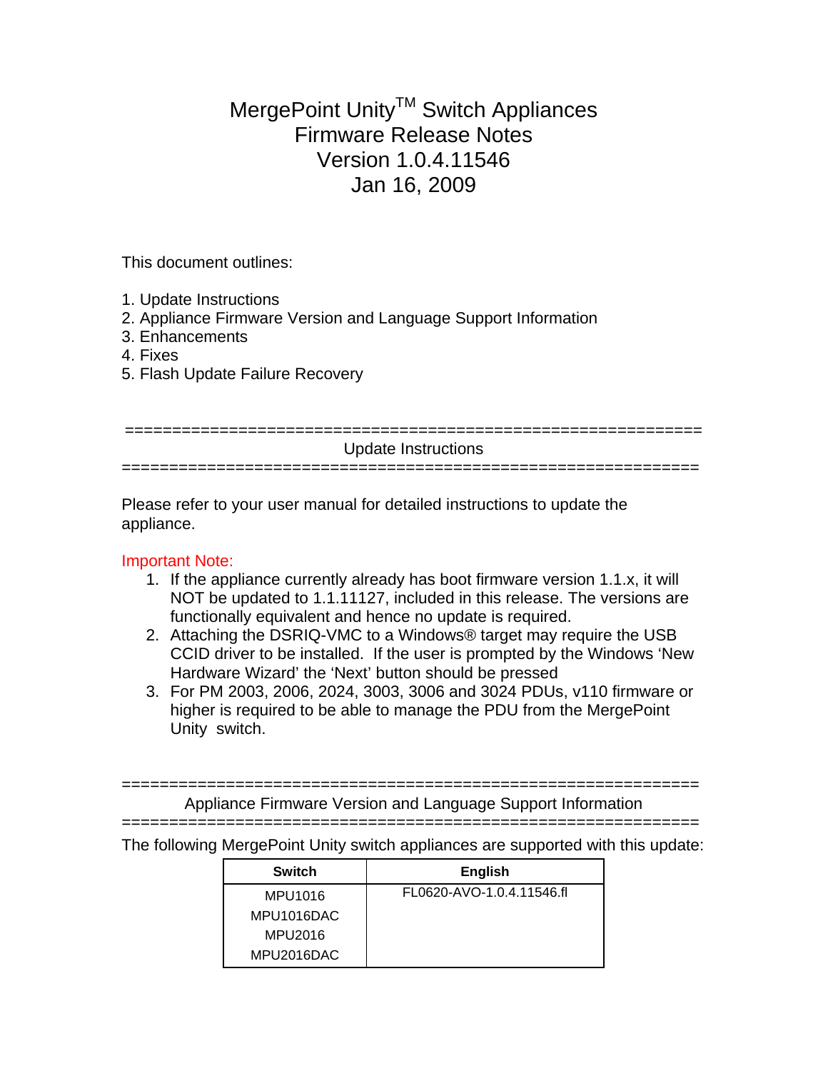# MergePoint Unity[TM] Switch Appliances
# Firmware Release Notes
# Version 1.0.4.11546
# Jan 16, 2009

This document outlines:

1. Update Instructions
2. Appliance Firmware Version and Language Support Information
3. Enhancements
4. Fixes
5. Flash Update Failure Recovery

============================================================

## Update Instructions

============================================================

Please refer to your user manual for detailed instructions to update the appliance.

Important Note:

1. If the appliance currently already has boot firmware version 1.1.x, it will NOT be updated to 1.1.11127, included in this release. The versions are functionally equivalent and hence no update is required.
2. Attaching the DSRIQ-VMC to a Windows® target may require the USB CCID driver to be installed. If the user is prompted by the Windows 'New Hardware Wizard' the 'Next' button should be pressed
3. For PM 2003, 2006, 2024, 3003, 3006 and 3024 PDUs, v110 firmware or higher is required to be able to manage the PDU from the MergePoint Unity switch.

============================================================

## Appliance Firmware Version and Language Support Information

============================================================

The following MergePoint Unity switch appliances are supported with this update:

| Switch | English |
|---|---|
| MPU1016<br>MPU1016DAC<br>MPU2016<br>MPU2016DAC | FL0620-AVO-1.0.4.11546.fl |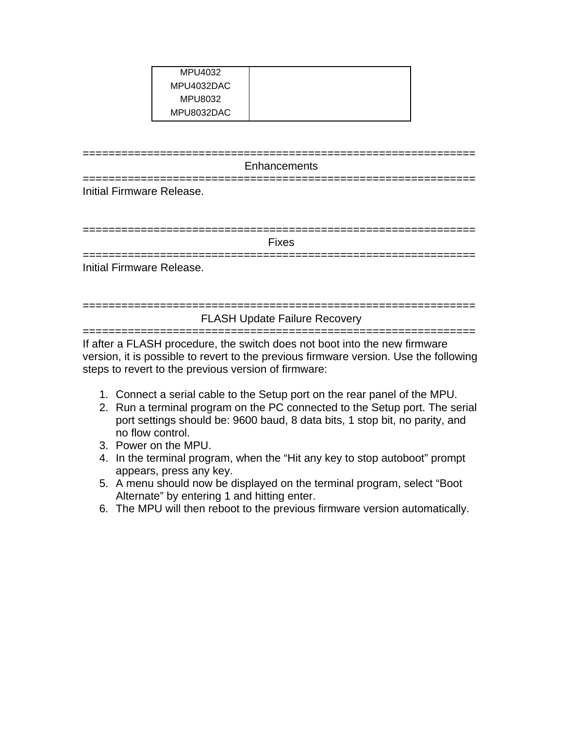| | |
|---|---|
| MPU4032<br>MPU4032DAC<br>MPU8032<br>MPU8032DAC | |

==============================================================

Enhancements

==============================================================

Initial Firmware Release.

==============================================================

Fixes

==============================================================

Initial Firmware Release.

==============================================================

FLASH Update Failure Recovery

==============================================================

If after a FLASH procedure, the switch does not boot into the new firmware version, it is possible to revert to the previous firmware version. Use the following steps to revert to the previous version of firmware:

1. Connect a serial cable to the Setup port on the rear panel of the MPU.
2. Run a terminal program on the PC connected to the Setup port. The serial port settings should be: 9600 baud, 8 data bits, 1 stop bit, no parity, and no flow control.
3. Power on the MPU.
4. In the terminal program, when the “Hit any key to stop autoboot” prompt appears, press any key.
5. A menu should now be displayed on the terminal program, select “Boot Alternate” by entering 1 and hitting enter.
6. The MPU will then reboot to the previous firmware version automatically.